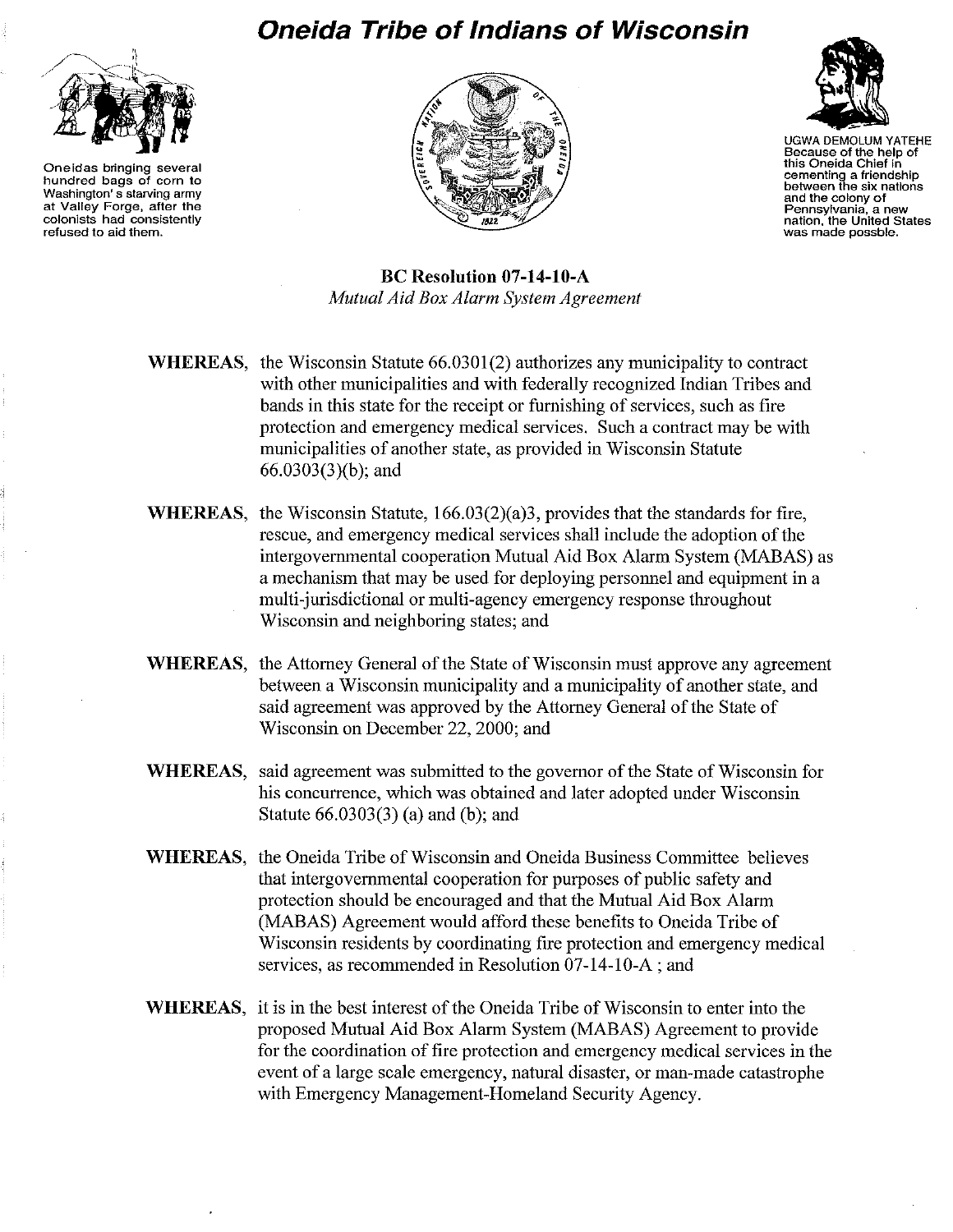# Oneida Tribe of Indians of Wisconsin

Oneidas bringing several hundred bags of corn to Washington's starving army at Valley Forge, after the colonists had consistently refused to aid them.

UGWA DEMOLUM YATEHE
Because of the help of this Oneida Chief in cementing a friendship between the six nations and the colony of Pennsylvania, a new nation, the United States was made possble.

## BC Resolution 07-14-10-A

*Mutual Aid Box Alarm System Agreement*

**WHEREAS,** the Wisconsin Statute 66.0301(2) authorizes any municipality to contract with other municipalities and with federally recognized Indian Tribes and bands in this state for the receipt or furnishing of services, such as fire protection and emergency medical services. Such a contract may be with municipalities of another state, as provided in Wisconsin Statute 66.0303(3)(b); and

**WHEREAS,** the Wisconsin Statute, 166.03(2)(a)3, provides that the standards for fire, rescue, and emergency medical services shall include the adoption of the intergovernmental cooperation Mutual Aid Box Alarm System (MABAS) as a mechanism that may be used for deploying personnel and equipment in a multi-jurisdictional or multi-agency emergency response throughout Wisconsin and neighboring states; and

**WHEREAS,** the Attorney General of the State of Wisconsin must approve any agreement between a Wisconsin municipality and a municipality of another state, and said agreement was approved by the Attorney General of the State of Wisconsin on December 22, 2000; and

**WHEREAS,** said agreement was submitted to the governor of the State of Wisconsin for his concurrence, which was obtained and later adopted under Wisconsin Statute 66.0303(3) (a) and (b); and

**WHEREAS,** the Oneida Tribe of Wisconsin and Oneida Business Committee believes that intergovernmental cooperation for purposes of public safety and protection should be encouraged and that the Mutual Aid Box Alarm (MABAS) Agreement would afford these benefits to Oneida Tribe of Wisconsin residents by coordinating fire protection and emergency medical services, as recommended in Resolution 07-14-10-A ; and

**WHEREAS,** it is in the best interest of the Oneida Tribe of Wisconsin to enter into the proposed Mutual Aid Box Alarm System (MABAS) Agreement to provide for the coordination of fire protection and emergency medical services in the event of a large scale emergency, natural disaster, or man-made catastrophe with Emergency Management-Homeland Security Agency.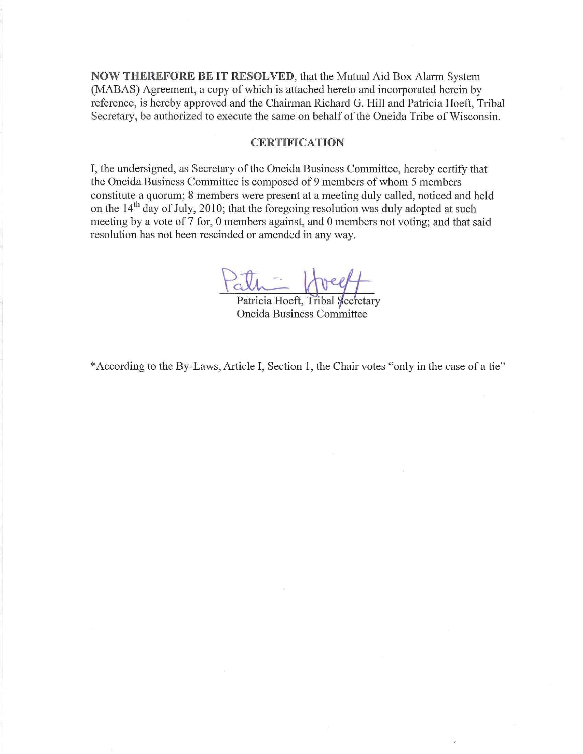**NOW THEREFORE BE IT RESOLVED**, that the Mutual Aid Box Alarm System (MABAS) Agreement, a copy of which is attached hereto and incorporated herein by reference, is hereby approved and the Chairman Richard G. Hill and Patricia Hoeft, Tribal Secretary, be authorized to execute the same on behalf of the Oneida Tribe of Wisconsin.

## CERTIFICATION

I, the undersigned, as Secretary of the Oneida Business Committee, hereby certify that the Oneida Business Committee is composed of 9 members of whom 5 members constitute a quorum; 8 members were present at a meeting duly called, noticed and held on the 14th day of July, 2010; that the foregoing resolution was duly adopted at such meeting by a vote of 7 for, 0 members against, and 0 members not voting; and that said resolution has not been rescinded or amended in any way.

Patricia Hoeft, Tribal Secretary
Oneida Business Committee

*According to the By-Laws, Article I, Section 1, the Chair votes "only in the case of a tie"